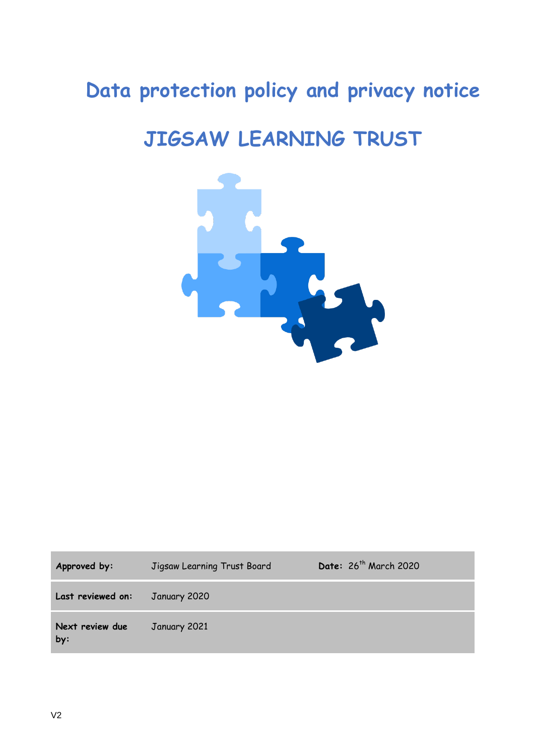# Data protection policy and privacy notice

# JIGSAW LEARNING TRUST

| | | |
|---|---|---|
| **Approved by:** | Jigsaw Learning Trust Board | **Date:** 26th March 2020 |
| **Last reviewed on:** | January 2020 | |
| **Next review due by:** | January 2021 | |

V2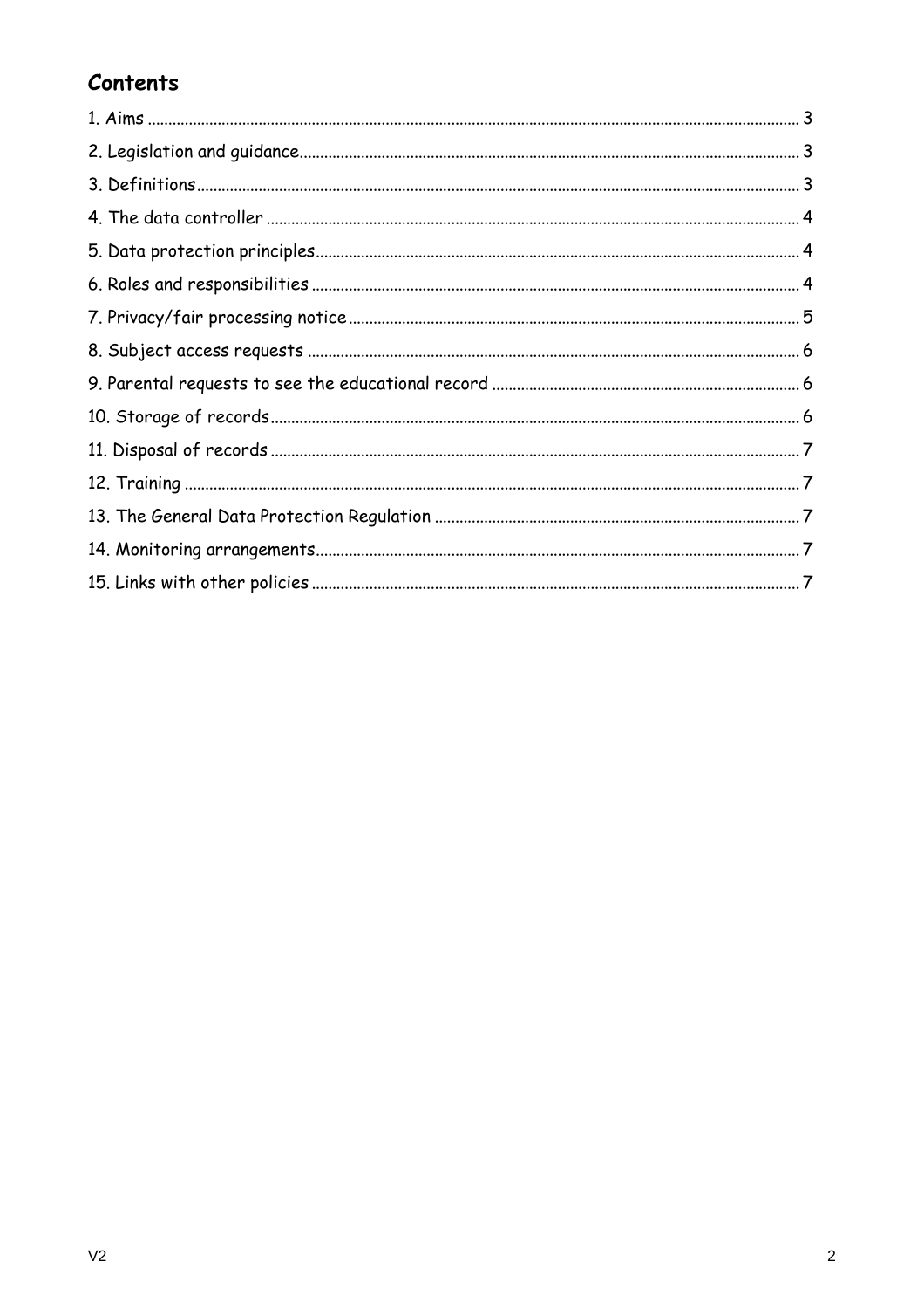## Contents

1. Aims ... 3
2. Legislation and guidance ... 3
3. Definitions ... 3
4. The data controller ... 4
5. Data protection principles ... 4
6. Roles and responsibilities ... 4
7. Privacy/fair processing notice ... 5
8. Subject access requests ... 6
9. Parental requests to see the educational record ... 6
10. Storage of records ... 6
11. Disposal of records ... 7
12. Training ... 7
13. The General Data Protection Regulation ... 7
14. Monitoring arrangements ... 7
15. Links with other policies ... 7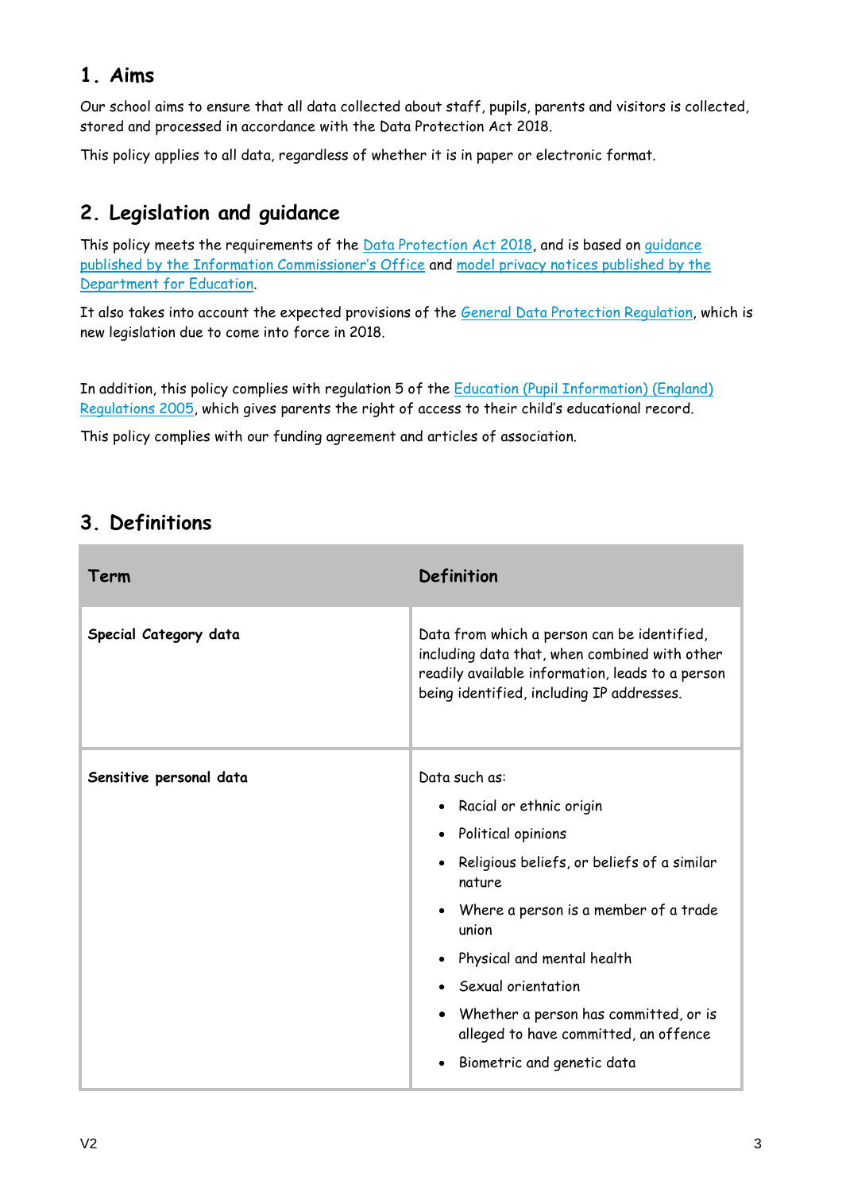## 1. Aims

Our school aims to ensure that all data collected about staff, pupils, parents and visitors is collected, stored and processed in accordance with the Data Protection Act 2018.

This policy applies to all data, regardless of whether it is in paper or electronic format.

## 2. Legislation and guidance

This policy meets the requirements of the Data Protection Act 2018, and is based on guidance published by the Information Commissioner's Office and model privacy notices published by the Department for Education.

It also takes into account the expected provisions of the General Data Protection Regulation, which is new legislation due to come into force in 2018.

In addition, this policy complies with regulation 5 of the Education (Pupil Information) (England) Regulations 2005, which gives parents the right of access to their child's educational record.

This policy complies with our funding agreement and articles of association.

## 3. Definitions

| Term | Definition |
| --- | --- |
| **Special Category data** | Data from which a person can be identified, including data that, when combined with other readily available information, leads to a person being identified, including IP addresses. |
| **Sensitive personal data** | Data such as:<br>• Racial or ethnic origin<br>• Political opinions<br>• Religious beliefs, or beliefs of a similar nature<br>• Where a person is a member of a trade union<br>• Physical and mental health<br>• Sexual orientation<br>• Whether a person has committed, or is alleged to have committed, an offence<br>• Biometric and genetic data |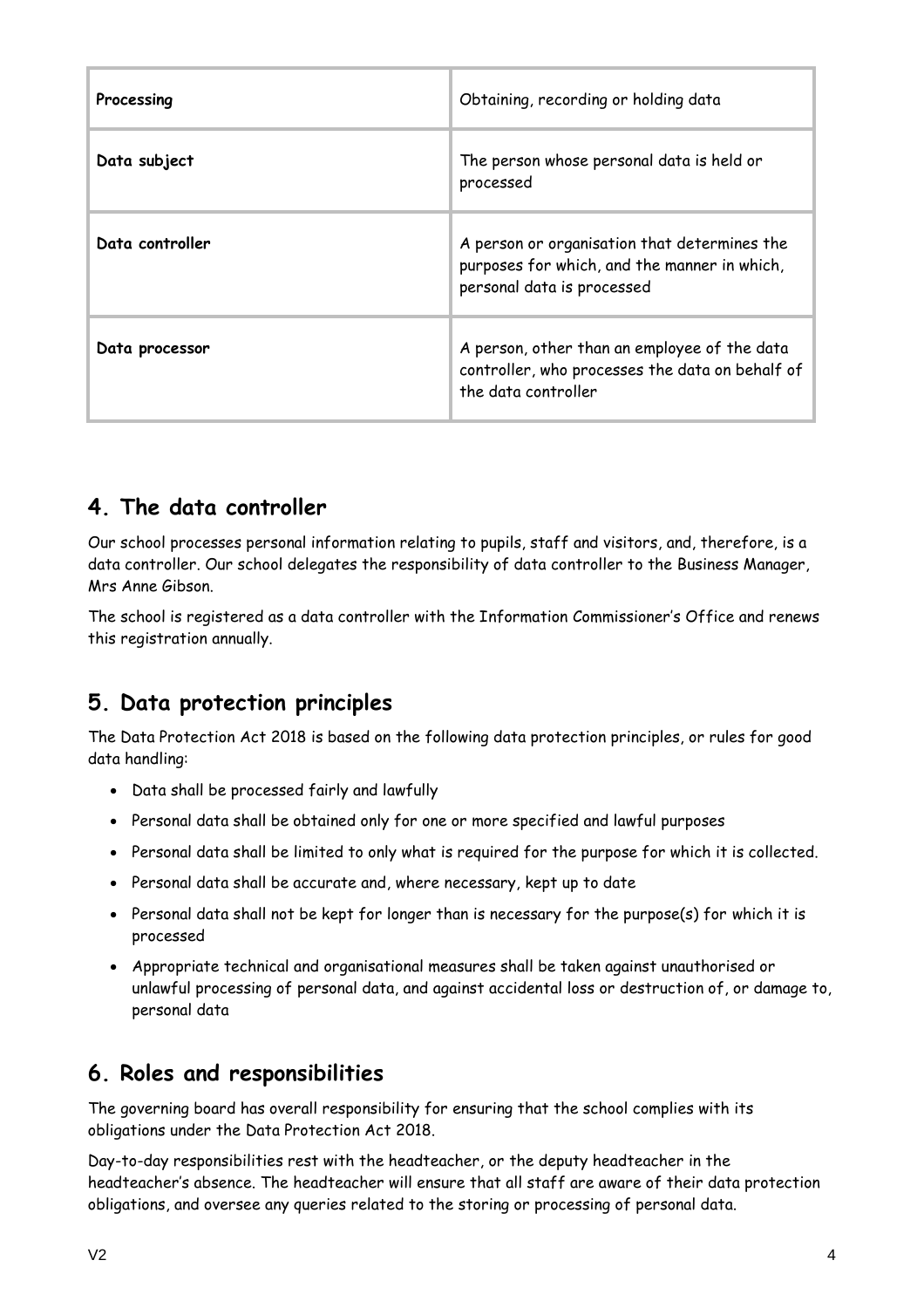| | |
|---|---|
| **Processing** | Obtaining, recording or holding data |
| **Data subject** | The person whose personal data is held or processed |
| **Data controller** | A person or organisation that determines the purposes for which, and the manner in which, personal data is processed |
| **Data processor** | A person, other than an employee of the data controller, who processes the data on behalf of the data controller |

## 4. The data controller

Our school processes personal information relating to pupils, staff and visitors, and, therefore, is a data controller. Our school delegates the responsibility of data controller to the Business Manager, Mrs Anne Gibson.

The school is registered as a data controller with the Information Commissioner's Office and renews this registration annually.

## 5. Data protection principles

The Data Protection Act 2018 is based on the following data protection principles, or rules for good data handling:

- Data shall be processed fairly and lawfully
- Personal data shall be obtained only for one or more specified and lawful purposes
- Personal data shall be limited to only what is required for the purpose for which it is collected.
- Personal data shall be accurate and, where necessary, kept up to date
- Personal data shall not be kept for longer than is necessary for the purpose(s) for which it is processed
- Appropriate technical and organisational measures shall be taken against unauthorised or unlawful processing of personal data, and against accidental loss or destruction of, or damage to, personal data

## 6. Roles and responsibilities

The governing board has overall responsibility for ensuring that the school complies with its obligations under the Data Protection Act 2018.

Day-to-day responsibilities rest with the headteacher, or the deputy headteacher in the headteacher's absence. The headteacher will ensure that all staff are aware of their data protection obligations, and oversee any queries related to the storing or processing of personal data.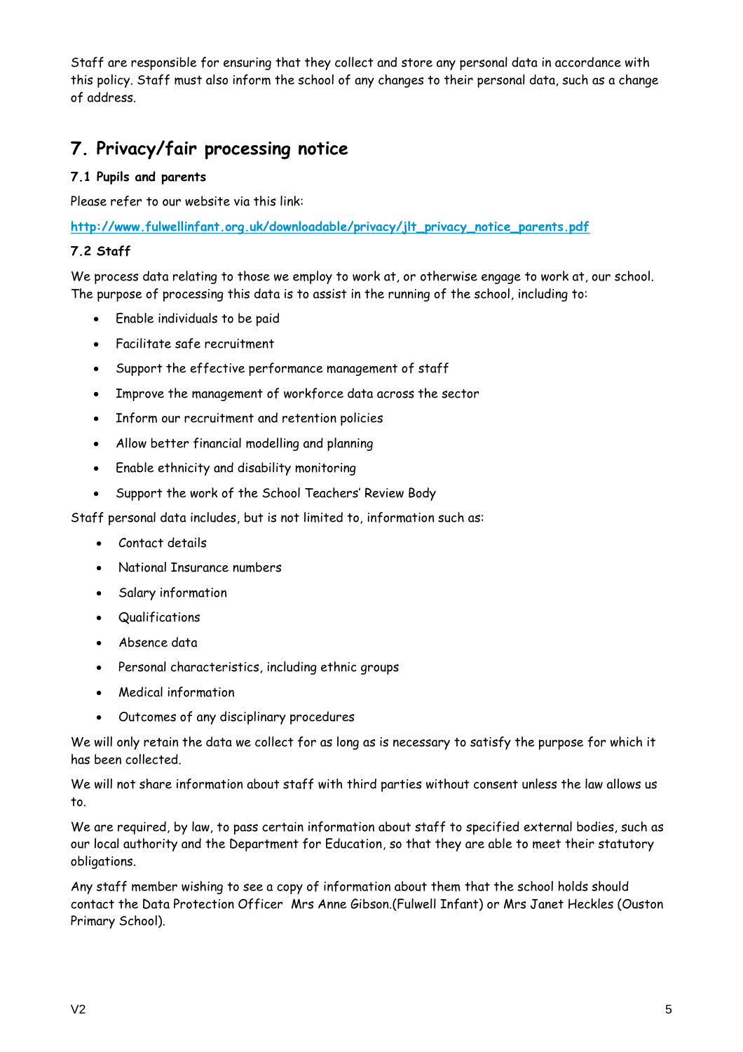Staff are responsible for ensuring that they collect and store any personal data in accordance with this policy. Staff must also inform the school of any changes to their personal data, such as a change of address.

## 7. Privacy/fair processing notice

### 7.1 Pupils and parents

Please refer to our website via this link:

**[http://www.fulwellinfant.org.uk/downloadable/privacy/jlt_privacy_notice_parents.pdf](http://www.fulwellinfant.org.uk/downloadable/privacy/jlt_privacy_notice_parents.pdf)**

### 7.2 Staff

We process data relating to those we employ to work at, or otherwise engage to work at, our school. The purpose of processing this data is to assist in the running of the school, including to:

- Enable individuals to be paid
- Facilitate safe recruitment
- Support the effective performance management of staff
- Improve the management of workforce data across the sector
- Inform our recruitment and retention policies
- Allow better financial modelling and planning
- Enable ethnicity and disability monitoring
- Support the work of the School Teachers' Review Body

Staff personal data includes, but is not limited to, information such as:

- Contact details
- National Insurance numbers
- Salary information
- Qualifications
- Absence data
- Personal characteristics, including ethnic groups
- Medical information
- Outcomes of any disciplinary procedures

We will only retain the data we collect for as long as is necessary to satisfy the purpose for which it has been collected.

We will not share information about staff with third parties without consent unless the law allows us to.

We are required, by law, to pass certain information about staff to specified external bodies, such as our local authority and the Department for Education, so that they are able to meet their statutory obligations.

Any staff member wishing to see a copy of information about them that the school holds should contact the Data Protection Officer Mrs Anne Gibson.(Fulwell Infant) or Mrs Janet Heckles (Ouston Primary School).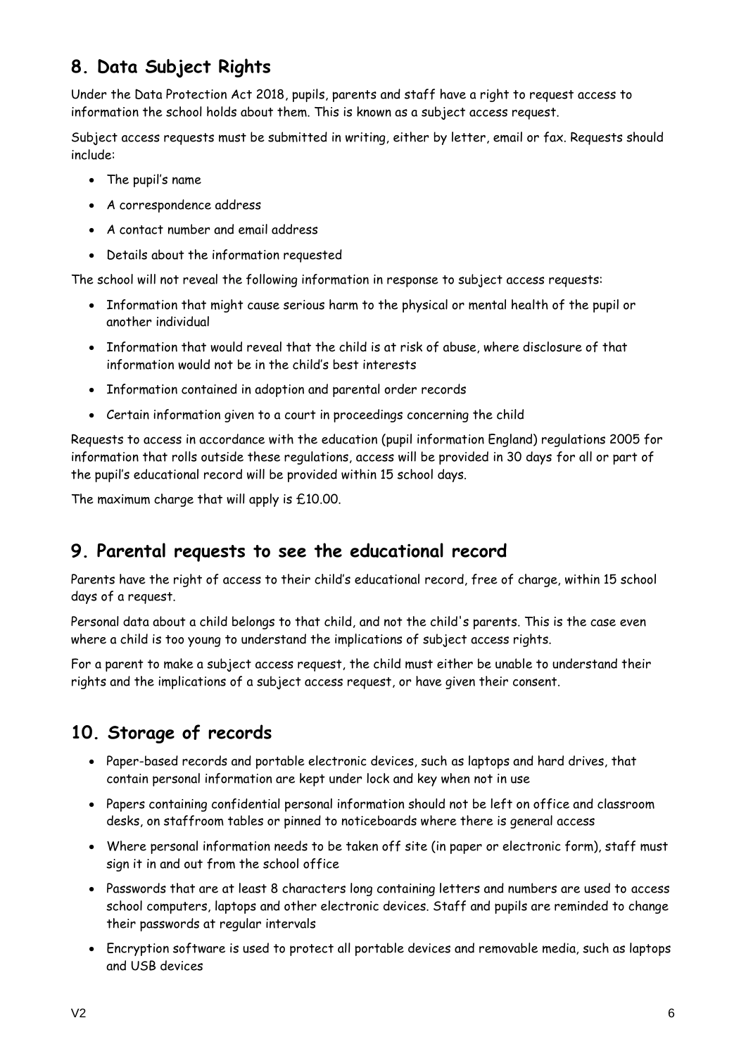## 8. Data Subject Rights

Under the Data Protection Act 2018, pupils, parents and staff have a right to request access to information the school holds about them. This is known as a subject access request.

Subject access requests must be submitted in writing, either by letter, email or fax. Requests should include:

- The pupil's name
- A correspondence address
- A contact number and email address
- Details about the information requested

The school will not reveal the following information in response to subject access requests:

- Information that might cause serious harm to the physical or mental health of the pupil or another individual
- Information that would reveal that the child is at risk of abuse, where disclosure of that information would not be in the child's best interests
- Information contained in adoption and parental order records
- Certain information given to a court in proceedings concerning the child

Requests to access in accordance with the education (pupil information England) regulations 2005 for information that rolls outside these regulations, access will be provided in 30 days for all or part of the pupil's educational record will be provided within 15 school days.

The maximum charge that will apply is £10.00.

## 9. Parental requests to see the educational record

Parents have the right of access to their child's educational record, free of charge, within 15 school days of a request.

Personal data about a child belongs to that child, and not the child's parents. This is the case even where a child is too young to understand the implications of subject access rights.

For a parent to make a subject access request, the child must either be unable to understand their rights and the implications of a subject access request, or have given their consent.

## 10. Storage of records

- Paper-based records and portable electronic devices, such as laptops and hard drives, that contain personal information are kept under lock and key when not in use
- Papers containing confidential personal information should not be left on office and classroom desks, on staffroom tables or pinned to noticeboards where there is general access
- Where personal information needs to be taken off site (in paper or electronic form), staff must sign it in and out from the school office
- Passwords that are at least 8 characters long containing letters and numbers are used to access school computers, laptops and other electronic devices. Staff and pupils are reminded to change their passwords at regular intervals
- Encryption software is used to protect all portable devices and removable media, such as laptops and USB devices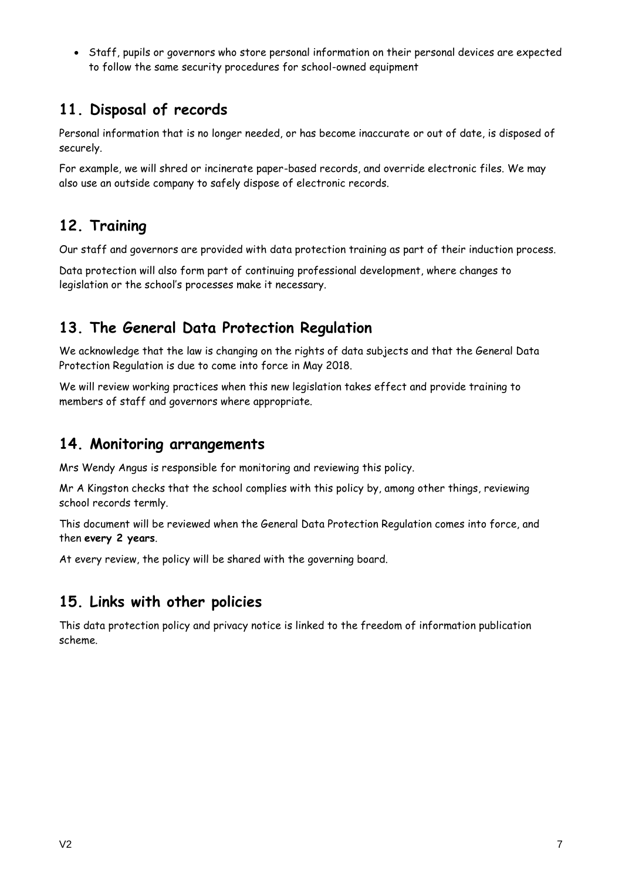- Staff, pupils or governors who store personal information on their personal devices are expected to follow the same security procedures for school-owned equipment

## 11. Disposal of records

Personal information that is no longer needed, or has become inaccurate or out of date, is disposed of securely.

For example, we will shred or incinerate paper-based records, and override electronic files. We may also use an outside company to safely dispose of electronic records.

## 12. Training

Our staff and governors are provided with data protection training as part of their induction process.

Data protection will also form part of continuing professional development, where changes to legislation or the school's processes make it necessary.

## 13. The General Data Protection Regulation

We acknowledge that the law is changing on the rights of data subjects and that the General Data Protection Regulation is due to come into force in May 2018.

We will review working practices when this new legislation takes effect and provide training to members of staff and governors where appropriate.

## 14. Monitoring arrangements

Mrs Wendy Angus is responsible for monitoring and reviewing this policy.

Mr A Kingston checks that the school complies with this policy by, among other things, reviewing school records termly.

This document will be reviewed when the General Data Protection Regulation comes into force, and then **every 2 years**.

At every review, the policy will be shared with the governing board.

## 15. Links with other policies

This data protection policy and privacy notice is linked to the freedom of information publication scheme.